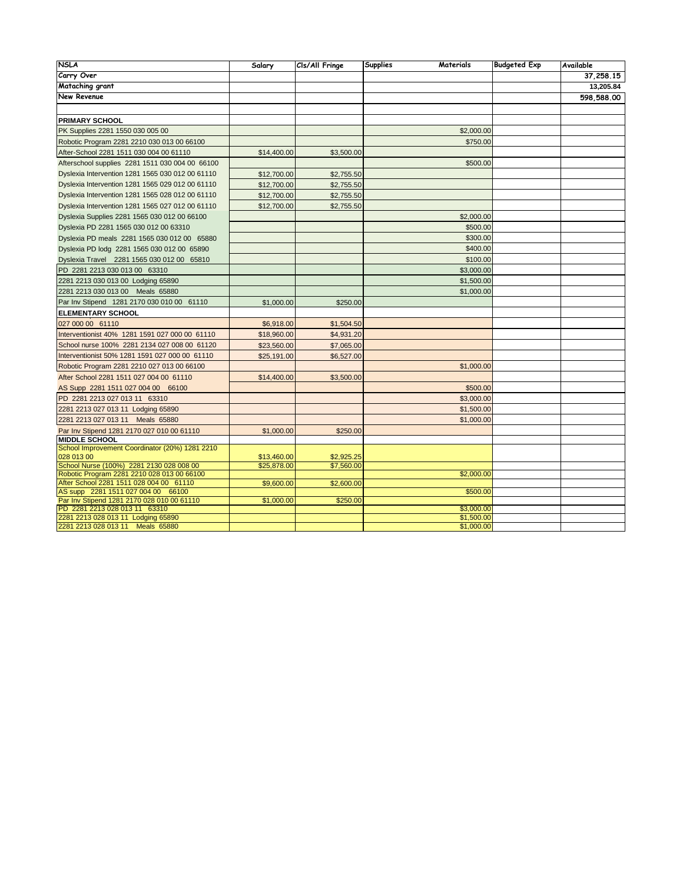| NSLA | Salary | Cls/All Fringe | Supplies Materials | Budgeted Exp | Available |
|---|---|---|---|---|---|
| Carry Over | | | | | 37,258.15 |
| Matching grant | | | | | 13,205.84 |
| New Revenue | | | | | 598,588.00 |
| | | | | | |
| **PRIMARY SCHOOL** | | | | | |
| PK Supplies 2281 1550 030 005 00 | | | $2,000.00 | | |
| Robotic Program 2281 2210 030 013 00 66100 | | | $750.00 | | |
| After-School 2281 1511 030 004 00 61110 | $14,400.00 | $3,500.00 | | | |
| Afterschool supplies 2281 1511 030 004 00 66100 | | | $500.00 | | |
| Dyslexia Intervention 1281 1565 030 012 00 61110 | $12,700.00 | $2,755.50 | | | |
| Dyslexia Intervention 1281 1565 029 012 00 61110 | $12,700.00 | $2,755.50 | | | |
| Dyslexia Intervention 1281 1565 028 012 00 61110 | $12,700.00 | $2,755.50 | | | |
| Dyslexia Intervention 1281 1565 027 012 00 61110 | $12,700.00 | $2,755.50 | | | |
| Dyslexia Supplies 2281 1565 030 012 00 66100 | | | $2,000.00 | | |
| Dyslexia PD 2281 1565 030 012 00 63310 | | | $500.00 | | |
| Dyslexia PD meals 2281 1565 030 012 00 65880 | | | $300.00 | | |
| Dyslexia PD lodg 2281 1565 030 012 00 65890 | | | $400.00 | | |
| Dyslexia Travel 2281 1565 030 012 00 65810 | | | $100.00 | | |
| PD 2281 2213 030 013 00 63310 | | | $3,000.00 | | |
| 2281 2213 030 013 00 Lodging 65890 | | | $1,500.00 | | |
| 2281 2213 030 013 00 Meals 65880 | | | $1,000.00 | | |
| Par Inv Stipend 1281 2170 030 010 00 61110 | $1,000.00 | $250.00 | | | |
| **ELEMENTARY SCHOOL** | | | | | |
| 027 000 00 61110 | $6,918.00 | $1,504.50 | | | |
| Interventionist 40% 1281 1591 027 000 00 61110 | $18,960.00 | $4,931.20 | | | |
| School nurse 100% 2281 2134 027 008 00 61120 | $23,560.00 | $7,065.00 | | | |
| Interventionist 50% 1281 1591 027 000 00 61110 | $25,191.00 | $6,527.00 | | | |
| Robotic Program 2281 2210 027 013 00 66100 | | | $1,000.00 | | |
| After School 2281 1511 027 004 00 61110 | $14,400.00 | $3,500.00 | | | |
| AS Supp 2281 1511 027 004 00 66100 | | | $500.00 | | |
| PD 2281 2213 027 013 11 63310 | | | $3,000.00 | | |
| 2281 2213 027 013 11 Lodging 65890 | | | $1,500.00 | | |
| 2281 2213 027 013 11 Meals 65880 | | | $1,000.00 | | |
| Par Inv Stipend 1281 2170 027 010 00 61110 | $1,000.00 | $250.00 | | | |
| **MIDDLE SCHOOL** | | | | | |
| School Improvement Coordinator (20%) 1281 2210 028 013 00 | $13,460.00 | $2,925.25 | | | |
| School Nurse (100%) 2281 2130 028 008 00 | $25,878.00 | $7,560.00 | | | |
| Robotic Program 2281 2210 028 013 00 66100 | | | $2,000.00 | | |
| After School 2281 1511 028 004 00 61110 | $9,600.00 | $2,600.00 | | | |
| AS supp 2281 1511 027 004 00 66100 | | | $500.00 | | |
| Par Inv Stipend 1281 2170 028 010 00 61110 | $1,000.00 | $250.00 | | | |
| PD 2281 2213 028 013 11 63310 | | | $3,000.00 | | |
| 2281 2213 028 013 11 Lodging 65890 | | | $1,500.00 | | |
| 2281 2213 028 013 11 Meals 65880 | | | $1,000.00 | | |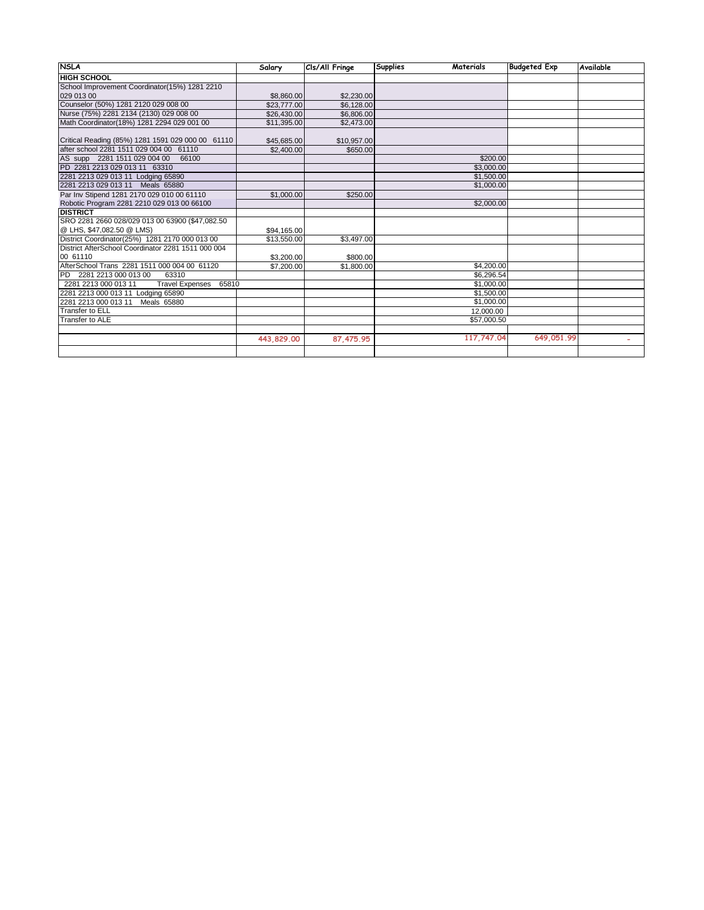| NSLA | Salary | Cls/All Fringe | Supplies | Materials | Budgeted Exp | Available |
|---|---|---|---|---|---|---|
| **HIGH SCHOOL** | | | | | | |
| School Improvement Coordinator(15%) 1281 2210 029 013 00 | $8,860.00 | $2,230.00 | | | | |
| Counselor (50%) 1281 2120 029 008 00 | $23,777.00 | $6,128.00 | | | | |
| Nurse (75%) 2281 2134 (2130) 029 008 00 | $26,430.00 | $6,806.00 | | | | |
| Math Coordinator(18%) 1281 2294 029 001 00 | $11,395.00 | $2,473.00 | | | | |
| Critical Reading (85%) 1281 1591 029 000 00 61110 | $45,685.00 | $10,957.00 | | | | |
| after school 2281 1511 029 004 00 61110 | $2,400.00 | $650.00 | | | | |
| AS supp 2281 1511 029 004 00 66100 | | | | $200.00 | | |
| PD 2281 2213 029 013 11 63310 | | | | $3,000.00 | | |
| 2281 2213 029 013 11 Lodging 65890 | | | | $1,500.00 | | |
| 2281 2213 029 013 11 Meals 65880 | | | | $1,000.00 | | |
| Par Inv Stipend 1281 2170 029 010 00 61110 | $1,000.00 | $250.00 | | | | |
| Robotic Program 2281 2210 029 013 00 66100 | | | | $2,000.00 | | |
| **DISTRICT** | | | | | | |
| SRO 2281 2660 028/029 013 00 63900 ($47,082.50 @ LHS, $47,082.50 @ LMS) | $94,165.00 | | | | | |
| District Coordinator(25%) 1281 2170 000 013 00 | $13,550.00 | $3,497.00 | | | | |
| District AfterSchool Coordinator 2281 1511 000 004 00 61110 | $3,200.00 | $800.00 | | | | |
| AfterSchool Trans 2281 1511 000 004 00 61120 | $7,200.00 | $1,800.00 | | $4,200.00 | | |
| PD 2281 2213 000 013 00 63310 | | | | $6,296.54 | | |
| 2281 2213 000 013 11 Travel Expenses 65810 | | | | $1,000.00 | | |
| 2281 2213 000 013 11 Lodging 65890 | | | | $1,500.00 | | |
| 2281 2213 000 013 11 Meals 65880 | | | | $1,000.00 | | |
| Transfer to ELL | | | | 12,000.00 | | |
| Transfer to ALE | | | | $57,000.50 | | |
| | | | | | | |
| | 443,829.00 | 87,475.95 | | 117,747.04 | 649,051.99 | - |
| | | | | | | |